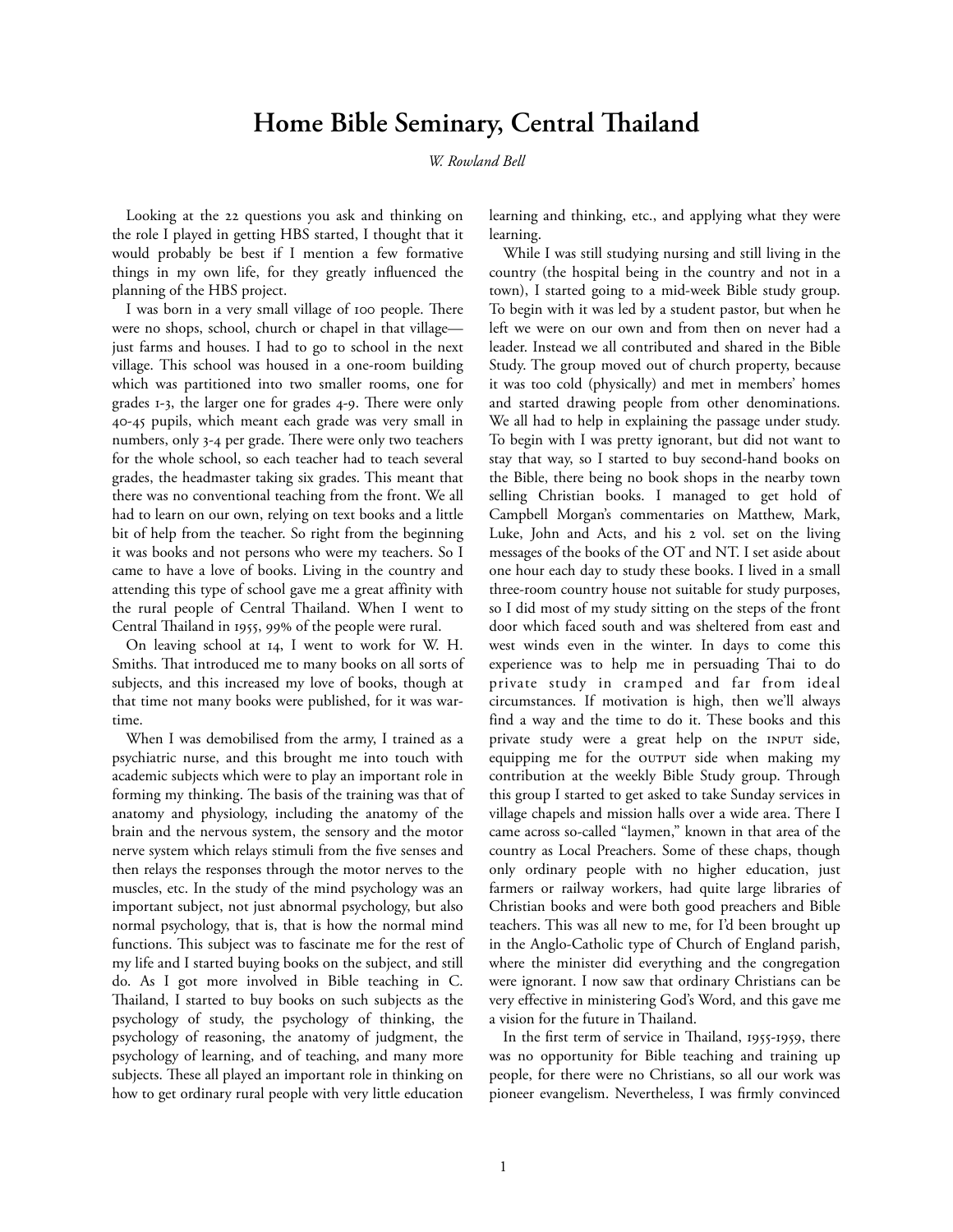# Home Bible Seminary, Central Thailand

*W. Rowland Bell*

Looking at the 22 questions you ask and thinking on the role I played in getting HBS started, I thought that it would probably be best if I mention a few formative things in my own life, for they greatly influenced the planning of the HBS project.

I was born in a very small village of 100 people. There were no shops, school, church or chapel in that village—just farms and houses. I had to go to school in the next village. This school was housed in a one-room building which was partitioned into two smaller rooms, one for grades 1-3, the larger one for grades 4-9. There were only 40-45 pupils, which meant each grade was very small in numbers, only 3-4 per grade. There were only two teachers for the whole school, so each teacher had to teach several grades, the headmaster taking six grades. This meant that there was no conventional teaching from the front. We all had to learn on our own, relying on text books and a little bit of help from the teacher. So right from the beginning it was books and not persons who were my teachers. So I came to have a love of books. Living in the country and attending this type of school gave me a great affinity with the rural people of Central Thailand. When I went to Central Thailand in 1955, 99% of the people were rural.

On leaving school at 14, I went to work for W. H. Smiths. That introduced me to many books on all sorts of subjects, and this increased my love of books, though at that time not many books were published, for it was war-time.

When I was demobilised from the army, I trained as a psychiatric nurse, and this brought me into touch with academic subjects which were to play an important role in forming my thinking. The basis of the training was that of anatomy and physiology, including the anatomy of the brain and the nervous system, the sensory and the motor nerve system which relays stimuli from the five senses and then relays the responses through the motor nerves to the muscles, etc. In the study of the mind psychology was an important subject, not just abnormal psychology, but also normal psychology, that is, that is how the normal mind functions. This subject was to fascinate me for the rest of my life and I started buying books on the subject, and still do. As I got more involved in Bible teaching in C. Thailand, I started to buy books on such subjects as the psychology of study, the psychology of thinking, the psychology of reasoning, the anatomy of judgment, the psychology of learning, and of teaching, and many more subjects. These all played an important role in thinking on how to get ordinary rural people with very little education learning and thinking, etc., and applying what they were learning.

While I was still studying nursing and still living in the country (the hospital being in the country and not in a town), I started going to a mid-week Bible study group. To begin with it was led by a student pastor, but when he left we were on our own and from then on never had a leader. Instead we all contributed and shared in the Bible Study. The group moved out of church property, because it was too cold (physically) and met in members' homes and started drawing people from other denominations. We all had to help in explaining the passage under study. To begin with I was pretty ignorant, but did not want to stay that way, so I started to buy second-hand books on the Bible, there being no book shops in the nearby town selling Christian books. I managed to get hold of Campbell Morgan's commentaries on Matthew, Mark, Luke, John and Acts, and his 2 vol. set on the living messages of the books of the OT and NT. I set aside about one hour each day to study these books. I lived in a small three-room country house not suitable for study purposes, so I did most of my study sitting on the steps of the front door which faced south and was sheltered from east and west winds even in the winter. In days to come this experience was to help me in persuading Thai to do private study in cramped and far from ideal circumstances. If motivation is high, then we'll always find a way and the time to do it. These books and this private study were a great help on the INPUT side, equipping me for the OUTPUT side when making my contribution at the weekly Bible Study group. Through this group I started to get asked to take Sunday services in village chapels and mission halls over a wide area. There I came across so-called "laymen," known in that area of the country as Local Preachers. Some of these chaps, though only ordinary people with no higher education, just farmers or railway workers, had quite large libraries of Christian books and were both good preachers and Bible teachers. This was all new to me, for I'd been brought up in the Anglo-Catholic type of Church of England parish, where the minister did everything and the congregation were ignorant. I now saw that ordinary Christians can be very effective in ministering God's Word, and this gave me a vision for the future in Thailand.

In the first term of service in Thailand, 1955-1959, there was no opportunity for Bible teaching and training up people, for there were no Christians, so all our work was pioneer evangelism. Nevertheless, I was firmly convinced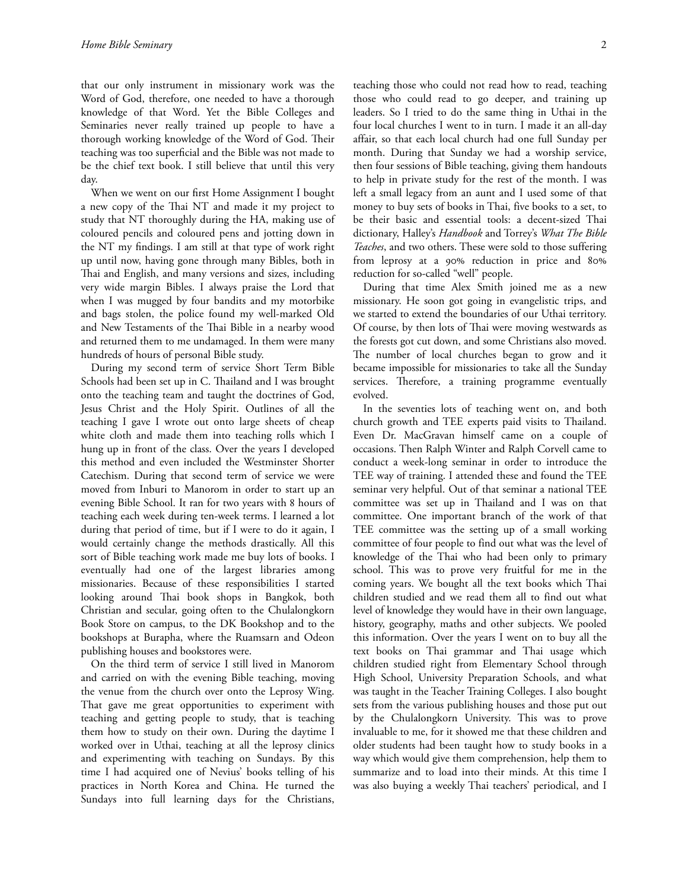that our only instrument in missionary work was the Word of God, therefore, one needed to have a thorough knowledge of that Word. Yet the Bible Colleges and Seminaries never really trained up people to have a thorough working knowledge of the Word of God. Their teaching was too superficial and the Bible was not made to be the chief text book. I still believe that until this very day.

When we went on our first Home Assignment I bought a new copy of the Thai NT and made it my project to study that NT thoroughly during the HA, making use of coloured pencils and coloured pens and jotting down in the NT my findings. I am still at that type of work right up until now, having gone through many Bibles, both in Thai and English, and many versions and sizes, including very wide margin Bibles. I always praise the Lord that when I was mugged by four bandits and my motorbike and bags stolen, the police found my well-marked Old and New Testaments of the Thai Bible in a nearby wood and returned them to me undamaged. In them were many hundreds of hours of personal Bible study.

During my second term of service Short Term Bible Schools had been set up in C. Thailand and I was brought onto the teaching team and taught the doctrines of God, Jesus Christ and the Holy Spirit. Outlines of all the teaching I gave I wrote out onto large sheets of cheap white cloth and made them into teaching rolls which I hung up in front of the class. Over the years I developed this method and even included the Westminster Shorter Catechism. During that second term of service we were moved from Inburi to Manorom in order to start up an evening Bible School. It ran for two years with 8 hours of teaching each week during ten-week terms. I learned a lot during that period of time, but if I were to do it again, I would certainly change the methods drastically. All this sort of Bible teaching work made me buy lots of books. I eventually had one of the largest libraries among missionaries. Because of these responsibilities I started looking around Thai book shops in Bangkok, both Christian and secular, going often to the Chulalongkorn Book Store on campus, to the DK Bookshop and to the bookshops at Burapha, where the Ruamsarn and Odeon publishing houses and bookstores were.

On the third term of service I still lived in Manorom and carried on with the evening Bible teaching, moving the venue from the church over onto the Leprosy Wing. That gave me great opportunities to experiment with teaching and getting people to study, that is teaching them how to study on their own. During the daytime I worked over in Uthai, teaching at all the leprosy clinics and experimenting with teaching on Sundays. By this time I had acquired one of Nevius' books telling of his practices in North Korea and China. He turned the Sundays into full learning days for the Christians, teaching those who could not read how to read, teaching those who could read to go deeper, and training up leaders. So I tried to do the same thing in Uthai in the four local churches I went to in turn. I made it an all-day affair, so that each local church had one full Sunday per month. During that Sunday we had a worship service, then four sessions of Bible teaching, giving them handouts to help in private study for the rest of the month. I was left a small legacy from an aunt and I used some of that money to buy sets of books in Thai, five books to a set, to be their basic and essential tools: a decent-sized Thai dictionary, Halley's *Handbook* and Torrey's *What The Bible Teaches*, and two others. These were sold to those suffering from leprosy at a 90% reduction in price and 80% reduction for so-called "well" people.

During that time Alex Smith joined me as a new missionary. He soon got going in evangelistic trips, and we started to extend the boundaries of our Uthai territory. Of course, by then lots of Thai were moving westwards as the forests got cut down, and some Christians also moved. The number of local churches began to grow and it became impossible for missionaries to take all the Sunday services. Therefore, a training programme eventually evolved.

In the seventies lots of teaching went on, and both church growth and TEE experts paid visits to Thailand. Even Dr. MacGravan himself came on a couple of occasions. Then Ralph Winter and Ralph Corvell came to conduct a week-long seminar in order to introduce the TEE way of training. I attended these and found the TEE seminar very helpful. Out of that seminar a national TEE committee was set up in Thailand and I was on that committee. One important branch of the work of that TEE committee was the setting up of a small working committee of four people to find out what was the level of knowledge of the Thai who had been only to primary school. This was to prove very fruitful for me in the coming years. We bought all the text books which Thai children studied and we read them all to find out what level of knowledge they would have in their own language, history, geography, maths and other subjects. We pooled this information. Over the years I went on to buy all the text books on Thai grammar and Thai usage which children studied right from Elementary School through High School, University Preparation Schools, and what was taught in the Teacher Training Colleges. I also bought sets from the various publishing houses and those put out by the Chulalongkorn University. This was to prove invaluable to me, for it showed me that these children and older students had been taught how to study books in a way which would give them comprehension, help them to summarize and to load into their minds. At this time I was also buying a weekly Thai teachers' periodical, and I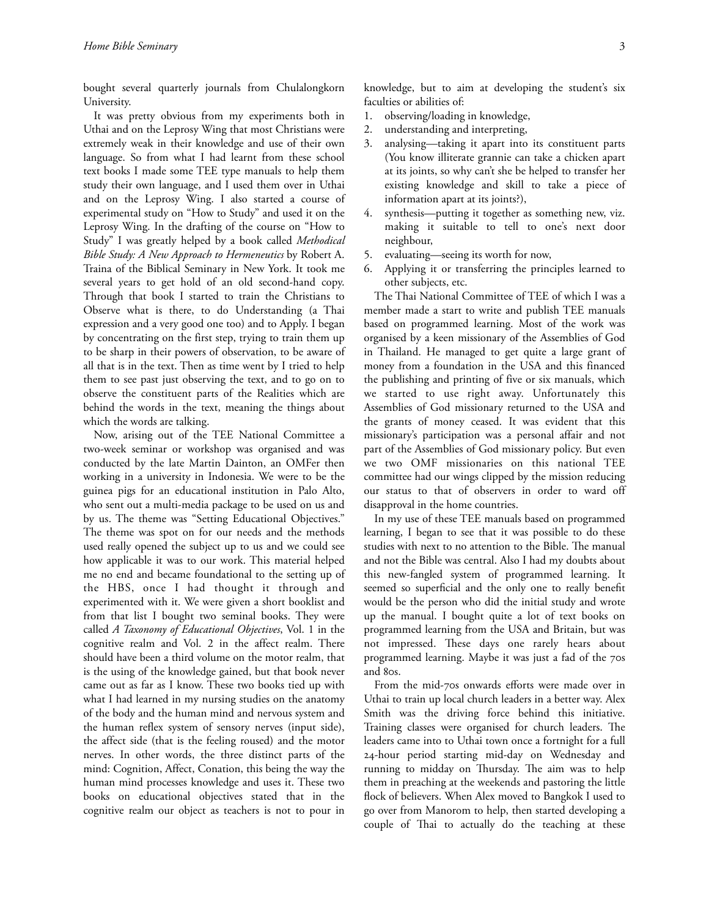bought several quarterly journals from Chulalongkorn University.

It was pretty obvious from my experiments both in Uthai and on the Leprosy Wing that most Christians were extremely weak in their knowledge and use of their own language. So from what I had learnt from these school text books I made some TEE type manuals to help them study their own language, and I used them over in Uthai and on the Leprosy Wing. I also started a course of experimental study on "How to Study" and used it on the Leprosy Wing. In the drafting of the course on "How to Study" I was greatly helped by a book called *Methodical Bible Study: A New Approach to Hermeneutics* by Robert A. Traina of the Biblical Seminary in New York. It took me several years to get hold of an old second-hand copy. Through that book I started to train the Christians to Observe what is there, to do Understanding (a Thai expression and a very good one too) and to Apply. I began by concentrating on the first step, trying to train them up to be sharp in their powers of observation, to be aware of all that is in the text. Then as time went by I tried to help them to see past just observing the text, and to go on to observe the constituent parts of the Realities which are behind the words in the text, meaning the things about which the words are talking.

Now, arising out of the TEE National Committee a two-week seminar or workshop was organised and was conducted by the late Martin Dainton, an OMFer then working in a university in Indonesia. We were to be the guinea pigs for an educational institution in Palo Alto, who sent out a multi-media package to be used on us and by us. The theme was "Setting Educational Objectives." The theme was spot on for our needs and the methods used really opened the subject up to us and we could see how applicable it was to our work. This material helped me no end and became foundational to the setting up of the HBS, once I had thought it through and experimented with it. We were given a short booklist and from that list I bought two seminal books. They were called *A Taxonomy of Educational Objectives*, Vol. 1 in the cognitive realm and Vol. 2 in the affect realm. There should have been a third volume on the motor realm, that is the using of the knowledge gained, but that book never came out as far as I know. These two books tied up with what I had learned in my nursing studies on the anatomy of the body and the human mind and nervous system and the human reflex system of sensory nerves (input side), the affect side (that is the feeling roused) and the motor nerves. In other words, the three distinct parts of the mind: Cognition, Affect, Conation, this being the way the human mind processes knowledge and uses it. These two books on educational objectives stated that in the cognitive realm our object as teachers is not to pour in knowledge, but to aim at developing the student's six faculties or abilities of:

1. observing/loading in knowledge,
2. understanding and interpreting,
3. analysing—taking it apart into its constituent parts (You know illiterate grannie can take a chicken apart at its joints, so why can't she be helped to transfer her existing knowledge and skill to take a piece of information apart at its joints?),
4. synthesis—putting it together as something new, viz. making it suitable to tell to one's next door neighbour,
5. evaluating—seeing its worth for now,
6. Applying it or transferring the principles learned to other subjects, etc.

The Thai National Committee of TEE of which I was a member made a start to write and publish TEE manuals based on programmed learning. Most of the work was organised by a keen missionary of the Assemblies of God in Thailand. He managed to get quite a large grant of money from a foundation in the USA and this financed the publishing and printing of five or six manuals, which we started to use right away. Unfortunately this Assemblies of God missionary returned to the USA and the grants of money ceased. It was evident that this missionary's participation was a personal affair and not part of the Assemblies of God missionary policy. But even we two OMF missionaries on this national TEE committee had our wings clipped by the mission reducing our status to that of observers in order to ward off disapproval in the home countries.

In my use of these TEE manuals based on programmed learning, I began to see that it was possible to do these studies with next to no attention to the Bible. The manual and not the Bible was central. Also I had my doubts about this new-fangled system of programmed learning. It seemed so superficial and the only one to really benefit would be the person who did the initial study and wrote up the manual. I bought quite a lot of text books on programmed learning from the USA and Britain, but was not impressed. These days one rarely hears about programmed learning. Maybe it was just a fad of the 70s and 80s.

From the mid-70s onwards efforts were made over in Uthai to train up local church leaders in a better way. Alex Smith was the driving force behind this initiative. Training classes were organised for church leaders. The leaders came into to Uthai town once a fortnight for a full 24-hour period starting mid-day on Wednesday and running to midday on Thursday. The aim was to help them in preaching at the weekends and pastoring the little flock of believers. When Alex moved to Bangkok I used to go over from Manorom to help, then started developing a couple of Thai to actually do the teaching at these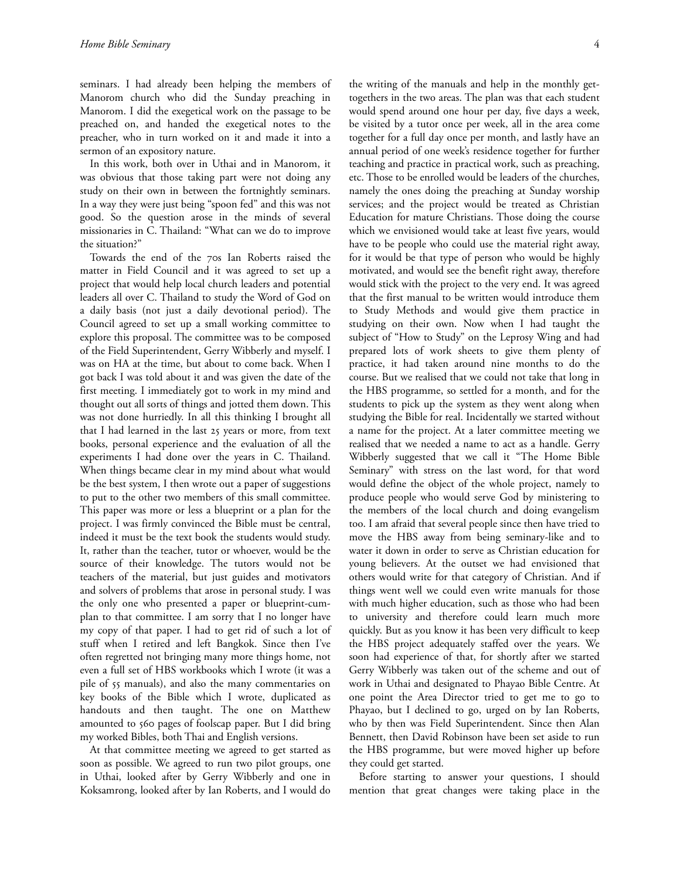seminars. I had already been helping the members of Manorom church who did the Sunday preaching in Manorom. I did the exegetical work on the passage to be preached on, and handed the exegetical notes to the preacher, who in turn worked on it and made it into a sermon of an expository nature.

In this work, both over in Uthai and in Manorom, it was obvious that those taking part were not doing any study on their own in between the fortnightly seminars. In a way they were just being "spoon fed" and this was not good. So the question arose in the minds of several missionaries in C. Thailand: "What can we do to improve the situation?"

Towards the end of the 70s Ian Roberts raised the matter in Field Council and it was agreed to set up a project that would help local church leaders and potential leaders all over C. Thailand to study the Word of God on a daily basis (not just a daily devotional period). The Council agreed to set up a small working committee to explore this proposal. The committee was to be composed of the Field Superintendent, Gerry Wibberly and myself. I was on HA at the time, but about to come back. When I got back I was told about it and was given the date of the first meeting. I immediately got to work in my mind and thought out all sorts of things and jotted them down. This was not done hurriedly. In all this thinking I brought all that I had learned in the last 25 years or more, from text books, personal experience and the evaluation of all the experiments I had done over the years in C. Thailand. When things became clear in my mind about what would be the best system, I then wrote out a paper of suggestions to put to the other two members of this small committee. This paper was more or less a blueprint or a plan for the project. I was firmly convinced the Bible must be central, indeed it must be the text book the students would study. It, rather than the teacher, tutor or whoever, would be the source of their knowledge. The tutors would not be teachers of the material, but just guides and motivators and solvers of problems that arose in personal study. I was the only one who presented a paper or blueprint-cum-plan to that committee. I am sorry that I no longer have my copy of that paper. I had to get rid of such a lot of stuff when I retired and left Bangkok. Since then I've often regretted not bringing many more things home, not even a full set of HBS workbooks which I wrote (it was a pile of 55 manuals), and also the many commentaries on key books of the Bible which I wrote, duplicated as handouts and then taught. The one on Matthew amounted to 560 pages of foolscap paper. But I did bring my worked Bibles, both Thai and English versions.

At that committee meeting we agreed to get started as soon as possible. We agreed to run two pilot groups, one in Uthai, looked after by Gerry Wibberly and one in Koksamrong, looked after by Ian Roberts, and I would do the writing of the manuals and help in the monthly get-togethers in the two areas. The plan was that each student would spend around one hour per day, five days a week, be visited by a tutor once per week, all in the area come together for a full day once per month, and lastly have an annual period of one week's residence together for further teaching and practice in practical work, such as preaching, etc. Those to be enrolled would be leaders of the churches, namely the ones doing the preaching at Sunday worship services; and the project would be treated as Christian Education for mature Christians. Those doing the course which we envisioned would take at least five years, would have to be people who could use the material right away, for it would be that type of person who would be highly motivated, and would see the benefit right away, therefore would stick with the project to the very end. It was agreed that the first manual to be written would introduce them to Study Methods and would give them practice in studying on their own. Now when I had taught the subject of "How to Study" on the Leprosy Wing and had prepared lots of work sheets to give them plenty of practice, it had taken around nine months to do the course. But we realised that we could not take that long in the HBS programme, so settled for a month, and for the students to pick up the system as they went along when studying the Bible for real. Incidentally we started without a name for the project. At a later committee meeting we realised that we needed a name to act as a handle. Gerry Wibberly suggested that we call it "The Home Bible Seminary" with stress on the last word, for that word would define the object of the whole project, namely to produce people who would serve God by ministering to the members of the local church and doing evangelism too. I am afraid that several people since then have tried to move the HBS away from being seminary-like and to water it down in order to serve as Christian education for young believers. At the outset we had envisioned that others would write for that category of Christian. And if things went well we could even write manuals for those with much higher education, such as those who had been to university and therefore could learn much more quickly. But as you know it has been very difficult to keep the HBS project adequately staffed over the years. We soon had experience of that, for shortly after we started Gerry Wibberly was taken out of the scheme and out of work in Uthai and designated to Phayao Bible Centre. At one point the Area Director tried to get me to go to Phayao, but I declined to go, urged on by Ian Roberts, who by then was Field Superintendent. Since then Alan Bennett, then David Robinson have been set aside to run the HBS programme, but were moved higher up before they could get started.

Before starting to answer your questions, I should mention that great changes were taking place in the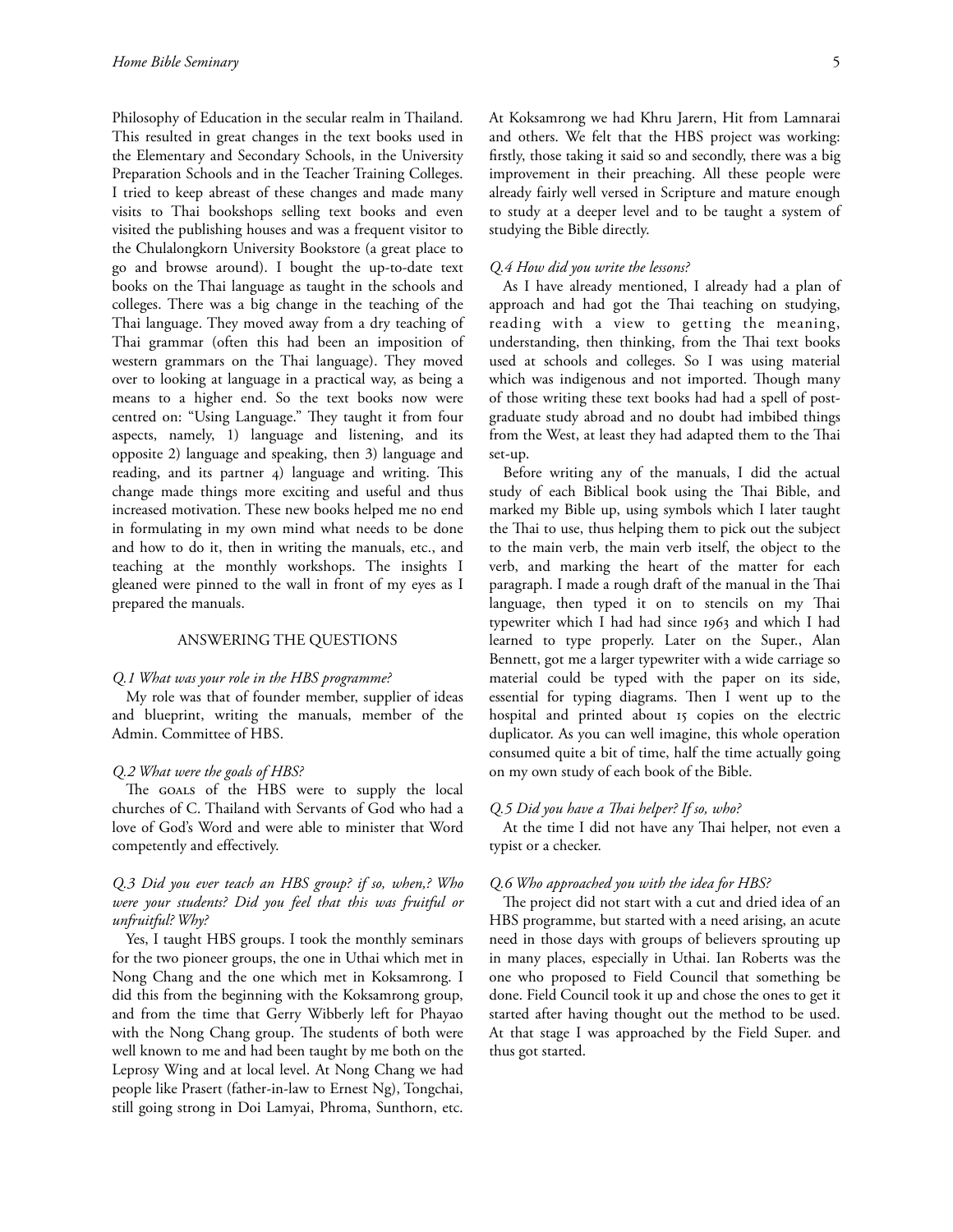Philosophy of Education in the secular realm in Thailand. This resulted in great changes in the text books used in the Elementary and Secondary Schools, in the University Preparation Schools and in the Teacher Training Colleges. I tried to keep abreast of these changes and made many visits to Thai bookshops selling text books and even visited the publishing houses and was a frequent visitor to the Chulalongkorn University Bookstore (a great place to go and browse around). I bought the up-to-date text books on the Thai language as taught in the schools and colleges. There was a big change in the teaching of the Thai language. They moved away from a dry teaching of Thai grammar (often this had been an imposition of western grammars on the Thai language). They moved over to looking at language in a practical way, as being a means to a higher end. So the text books now were centred on: "Using Language." They taught it from four aspects, namely, 1) language and listening, and its opposite 2) language and speaking, then 3) language and reading, and its partner 4) language and writing. This change made things more exciting and useful and thus increased motivation. These new books helped me no end in formulating in my own mind what needs to be done and how to do it, then in writing the manuals, etc., and teaching at the monthly workshops. The insights I gleaned were pinned to the wall in front of my eyes as I prepared the manuals.

## ANSWERING THE QUESTIONS

*Q.1 What was your role in the HBS programme?*

My role was that of founder member, supplier of ideas and blueprint, writing the manuals, member of the Admin. Committee of HBS.

*Q.2 What were the goals of HBS?*

The GOALS of the HBS were to supply the local churches of C. Thailand with Servants of God who had a love of God's Word and were able to minister that Word competently and effectively.

*Q.3 Did you ever teach an HBS group? if so, when,? Who were your students? Did you feel that this was fruitful or unfruitful? Why?*

Yes, I taught HBS groups. I took the monthly seminars for the two pioneer groups, the one in Uthai which met in Nong Chang and the one which met in Koksamrong. I did this from the beginning with the Koksamrong group, and from the time that Gerry Wibberly left for Phayao with the Nong Chang group. The students of both were well known to me and had been taught by me both on the Leprosy Wing and at local level. At Nong Chang we had people like Prasert (father-in-law to Ernest Ng), Tongchai, still going strong in Doi Lamyai, Phroma, Sunthorn, etc. At Koksamrong we had Khru Jarern, Hit from Lamnarai and others. We felt that the HBS project was working: firstly, those taking it said so and secondly, there was a big improvement in their preaching. All these people were already fairly well versed in Scripture and mature enough to study at a deeper level and to be taught a system of studying the Bible directly.

*Q.4 How did you write the lessons?*

As I have already mentioned, I already had a plan of approach and had got the Thai teaching on studying, reading with a view to getting the meaning, understanding, then thinking, from the Thai text books used at schools and colleges. So I was using material which was indigenous and not imported. Though many of those writing these text books had had a spell of post-graduate study abroad and no doubt had imbibed things from the West, at least they had adapted them to the Thai set-up.

Before writing any of the manuals, I did the actual study of each Biblical book using the Thai Bible, and marked my Bible up, using symbols which I later taught the Thai to use, thus helping them to pick out the subject to the main verb, the main verb itself, the object to the verb, and marking the heart of the matter for each paragraph. I made a rough draft of the manual in the Thai language, then typed it on to stencils on my Thai typewriter which I had had since 1963 and which I had learned to type properly. Later on the Super., Alan Bennett, got me a larger typewriter with a wide carriage so material could be typed with the paper on its side, essential for typing diagrams. Then I went up to the hospital and printed about 15 copies on the electric duplicator. As you can well imagine, this whole operation consumed quite a bit of time, half the time actually going on my own study of each book of the Bible.

*Q.5 Did you have a Thai helper? If so, who?*

At the time I did not have any Thai helper, not even a typist or a checker.

*Q.6 Who approached you with the idea for HBS?*

The project did not start with a cut and dried idea of an HBS programme, but started with a need arising, an acute need in those days with groups of believers sprouting up in many places, especially in Uthai. Ian Roberts was the one who proposed to Field Council that something be done. Field Council took it up and chose the ones to get it started after having thought out the method to be used. At that stage I was approached by the Field Super. and thus got started.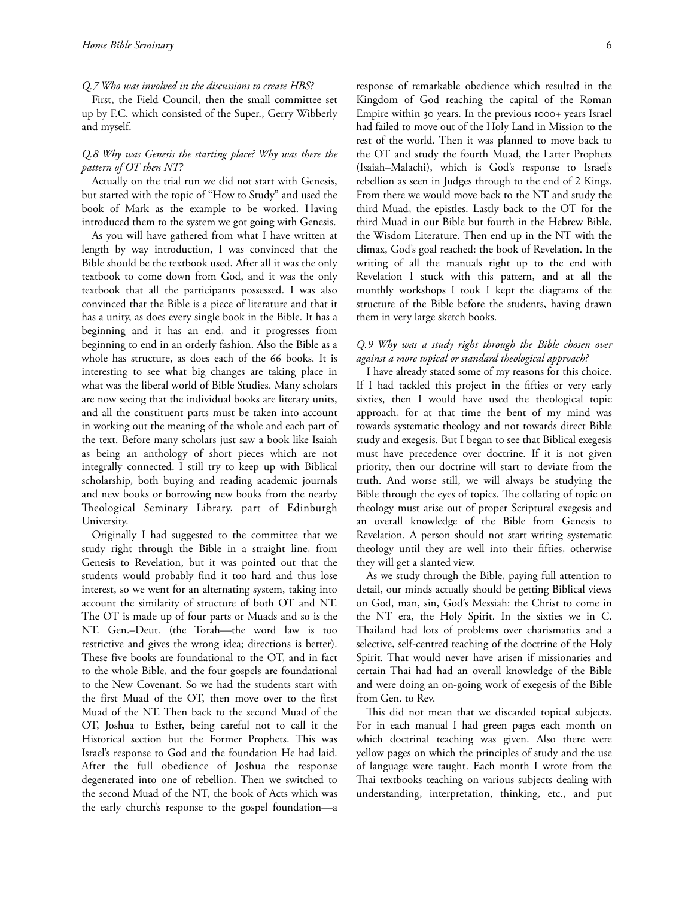*Q.7 Who was involved in the discussions to create HBS?*

First, the Field Council, then the small committee set up by F.C. which consisted of the Super., Gerry Wibberly and myself.

*Q.8 Why was Genesis the starting place? Why was there the pattern of OT then NT?*

Actually on the trial run we did not start with Genesis, but started with the topic of "How to Study" and used the book of Mark as the example to be worked. Having introduced them to the system we got going with Genesis.

As you will have gathered from what I have written at length by way introduction, I was convinced that the Bible should be the textbook used. After all it was the only textbook to come down from God, and it was the only textbook that all the participants possessed. I was also convinced that the Bible is a piece of literature and that it has a unity, as does every single book in the Bible. It has a beginning and it has an end, and it progresses from beginning to end in an orderly fashion. Also the Bible as a whole has structure, as does each of the 66 books. It is interesting to see what big changes are taking place in what was the liberal world of Bible Studies. Many scholars are now seeing that the individual books are literary units, and all the constituent parts must be taken into account in working out the meaning of the whole and each part of the text. Before many scholars just saw a book like Isaiah as being an anthology of short pieces which are not integrally connected. I still try to keep up with Biblical scholarship, both buying and reading academic journals and new books or borrowing new books from the nearby Theological Seminary Library, part of Edinburgh University.

Originally I had suggested to the committee that we study right through the Bible in a straight line, from Genesis to Revelation, but it was pointed out that the students would probably find it too hard and thus lose interest, so we went for an alternating system, taking into account the similarity of structure of both OT and NT. The OT is made up of four parts or Muads and so is the NT. Gen.–Deut. (the Torah—the word law is too restrictive and gives the wrong idea; directions is better). These five books are foundational to the OT, and in fact to the whole Bible, and the four gospels are foundational to the New Covenant. So we had the students start with the first Muad of the OT, then move over to the first Muad of the NT. Then back to the second Muad of the OT, Joshua to Esther, being careful not to call it the Historical section but the Former Prophets. This was Israel's response to God and the foundation He had laid. After the full obedience of Joshua the response degenerated into one of rebellion. Then we switched to the second Muad of the NT, the book of Acts which was the early church's response to the gospel foundation—a response of remarkable obedience which resulted in the Kingdom of God reaching the capital of the Roman Empire within 30 years. In the previous 1000+ years Israel had failed to move out of the Holy Land in Mission to the rest of the world. Then it was planned to move back to the OT and study the fourth Muad, the Latter Prophets (Isaiah–Malachi), which is God's response to Israel's rebellion as seen in Judges through to the end of 2 Kings. From there we would move back to the NT and study the third Muad, the epistles. Lastly back to the OT for the third Muad in our Bible but fourth in the Hebrew Bible, the Wisdom Literature. Then end up in the NT with the climax, God's goal reached: the book of Revelation. In the writing of all the manuals right up to the end with Revelation I stuck with this pattern, and at all the monthly workshops I took I kept the diagrams of the structure of the Bible before the students, having drawn them in very large sketch books.

*Q.9 Why was a study right through the Bible chosen over against a more topical or standard theological approach?*

I have already stated some of my reasons for this choice. If I had tackled this project in the fifties or very early sixties, then I would have used the theological topic approach, for at that time the bent of my mind was towards systematic theology and not towards direct Bible study and exegesis. But I began to see that Biblical exegesis must have precedence over doctrine. If it is not given priority, then our doctrine will start to deviate from the truth. And worse still, we will always be studying the Bible through the eyes of topics. The collating of topic on theology must arise out of proper Scriptural exegesis and an overall knowledge of the Bible from Genesis to Revelation. A person should not start writing systematic theology until they are well into their fifties, otherwise they will get a slanted view.

As we study through the Bible, paying full attention to detail, our minds actually should be getting Biblical views on God, man, sin, God's Messiah: the Christ to come in the NT era, the Holy Spirit. In the sixties we in C. Thailand had lots of problems over charismatics and a selective, self-centred teaching of the doctrine of the Holy Spirit. That would never have arisen if missionaries and certain Thai had had an overall knowledge of the Bible and were doing an on-going work of exegesis of the Bible from Gen. to Rev.

This did not mean that we discarded topical subjects. For in each manual I had green pages each month on which doctrinal teaching was given. Also there were yellow pages on which the principles of study and the use of language were taught. Each month I wrote from the Thai textbooks teaching on various subjects dealing with understanding, interpretation, thinking, etc., and put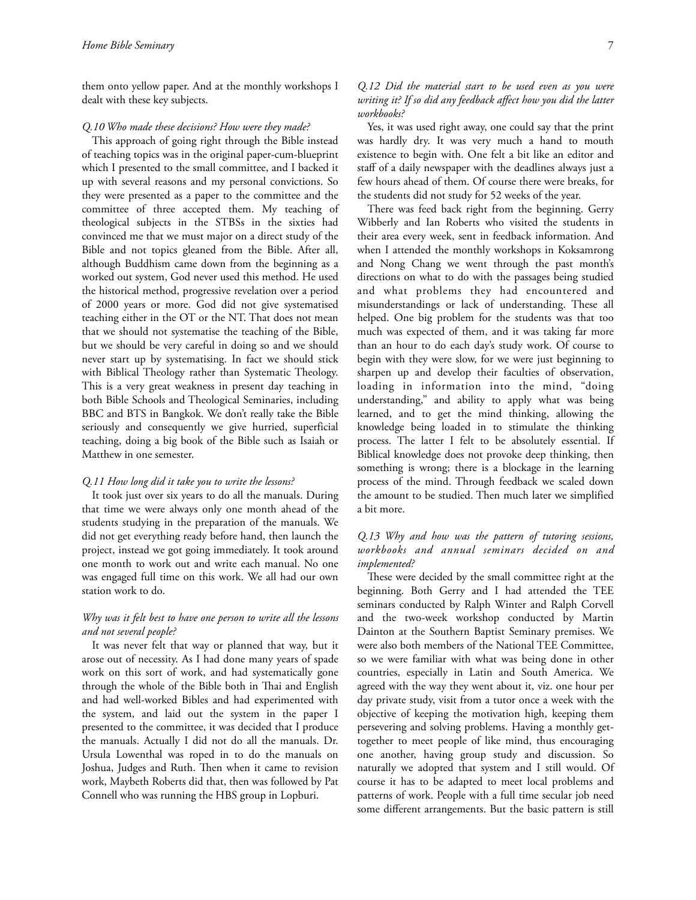them onto yellow paper. And at the monthly workshops I dealt with these key subjects.

*Q.10 Who made these decisions? How were they made?*

This approach of going right through the Bible instead of teaching topics was in the original paper-cum-blueprint which I presented to the small committee, and I backed it up with several reasons and my personal convictions. So they were presented as a paper to the committee and the committee of three accepted them. My teaching of theological subjects in the STBSs in the sixties had convinced me that we must major on a direct study of the Bible and not topics gleaned from the Bible. After all, although Buddhism came down from the beginning as a worked out system, God never used this method. He used the historical method, progressive revelation over a period of 2000 years or more. God did not give systematised teaching either in the OT or the NT. That does not mean that we should not systematise the teaching of the Bible, but we should be very careful in doing so and we should never start up by systematising. In fact we should stick with Biblical Theology rather than Systematic Theology. This is a very great weakness in present day teaching in both Bible Schools and Theological Seminaries, including BBC and BTS in Bangkok. We don't really take the Bible seriously and consequently we give hurried, superficial teaching, doing a big book of the Bible such as Isaiah or Matthew in one semester.

*Q.11 How long did it take you to write the lessons?*

It took just over six years to do all the manuals. During that time we were always only one month ahead of the students studying in the preparation of the manuals. We did not get everything ready before hand, then launch the project, instead we got going immediately. It took around one month to work out and write each manual. No one was engaged full time on this work. We all had our own station work to do.

*Why was it felt best to have one person to write all the lessons and not several people?*

It was never felt that way or planned that way, but it arose out of necessity. As I had done many years of spade work on this sort of work, and had systematically gone through the whole of the Bible both in Thai and English and had well-worked Bibles and had experimented with the system, and laid out the system in the paper I presented to the committee, it was decided that I produce the manuals. Actually I did not do all the manuals. Dr. Ursula Lowenthal was roped in to do the manuals on Joshua, Judges and Ruth. Then when it came to revision work, Maybeth Roberts did that, then was followed by Pat Connell who was running the HBS group in Lopburi.

*Q.12 Did the material start to be used even as you were writing it? If so did any feedback affect how you did the latter workbooks?*

Yes, it was used right away, one could say that the print was hardly dry. It was very much a hand to mouth existence to begin with. One felt a bit like an editor and staff of a daily newspaper with the deadlines always just a few hours ahead of them. Of course there were breaks, for the students did not study for 52 weeks of the year.

There was feed back right from the beginning. Gerry Wibberly and Ian Roberts who visited the students in their area every week, sent in feedback information. And when I attended the monthly workshops in Koksamrong and Nong Chang we went through the past month's directions on what to do with the passages being studied and what problems they had encountered and misunderstandings or lack of understanding. These all helped. One big problem for the students was that too much was expected of them, and it was taking far more than an hour to do each day's study work. Of course to begin with they were slow, for we were just beginning to sharpen up and develop their faculties of observation, loading in information into the mind, "doing understanding," and ability to apply what was being learned, and to get the mind thinking, allowing the knowledge being loaded in to stimulate the thinking process. The latter I felt to be absolutely essential. If Biblical knowledge does not provoke deep thinking, then something is wrong; there is a blockage in the learning process of the mind. Through feedback we scaled down the amount to be studied. Then much later we simplified a bit more.

*Q.13 Why and how was the pattern of tutoring sessions, workbooks and annual seminars decided on and implemented?*

These were decided by the small committee right at the beginning. Both Gerry and I had attended the TEE seminars conducted by Ralph Winter and Ralph Corvell and the two-week workshop conducted by Martin Dainton at the Southern Baptist Seminary premises. We were also both members of the National TEE Committee, so we were familiar with what was being done in other countries, especially in Latin and South America. We agreed with the way they went about it, viz. one hour per day private study, visit from a tutor once a week with the objective of keeping the motivation high, keeping them persevering and solving problems. Having a monthly get-together to meet people of like mind, thus encouraging one another, having group study and discussion. So naturally we adopted that system and I still would. Of course it has to be adapted to meet local problems and patterns of work. People with a full time secular job need some different arrangements. But the basic pattern is still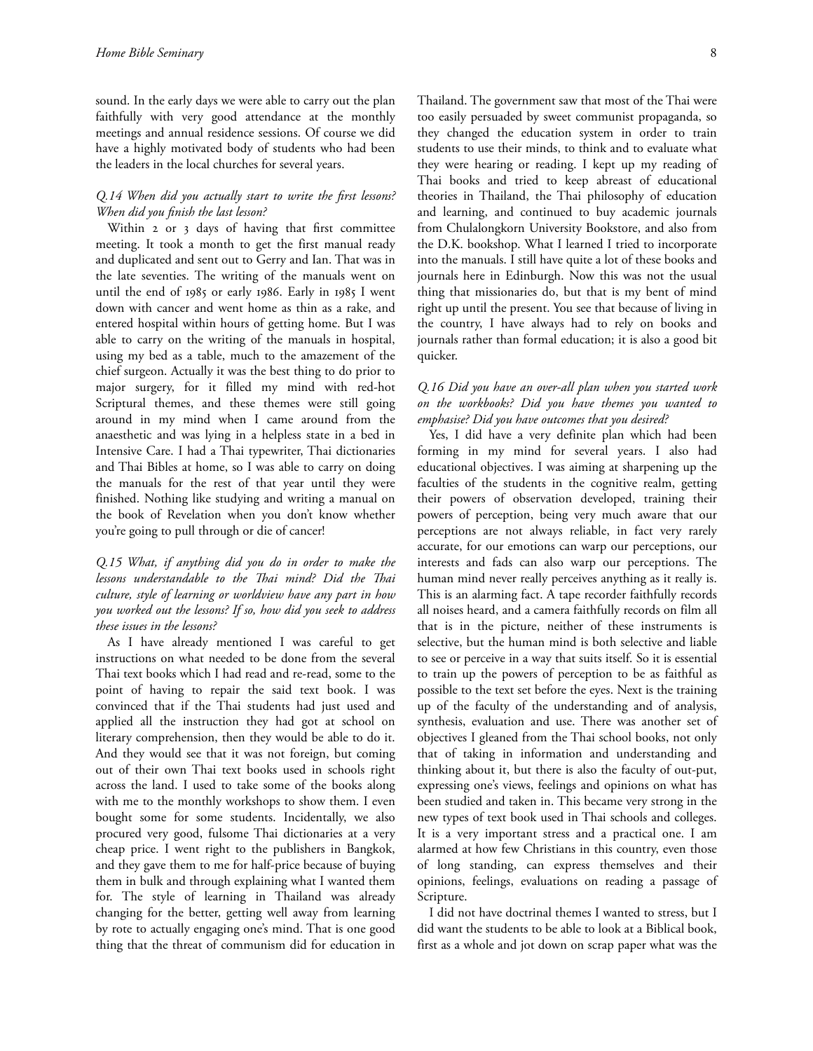sound. In the early days we were able to carry out the plan faithfully with very good attendance at the monthly meetings and annual residence sessions. Of course we did have a highly motivated body of students who had been the leaders in the local churches for several years.

*Q.14 When did you actually start to write the first lessons? When did you finish the last lesson?*

Within 2 or 3 days of having that first committee meeting. It took a month to get the first manual ready and duplicated and sent out to Gerry and Ian. That was in the late seventies. The writing of the manuals went on until the end of 1985 or early 1986. Early in 1985 I went down with cancer and went home as thin as a rake, and entered hospital within hours of getting home. But I was able to carry on the writing of the manuals in hospital, using my bed as a table, much to the amazement of the chief surgeon. Actually it was the best thing to do prior to major surgery, for it filled my mind with red-hot Scriptural themes, and these themes were still going around in my mind when I came around from the anaesthetic and was lying in a helpless state in a bed in Intensive Care. I had a Thai typewriter, Thai dictionaries and Thai Bibles at home, so I was able to carry on doing the manuals for the rest of that year until they were finished. Nothing like studying and writing a manual on the book of Revelation when you don't know whether you're going to pull through or die of cancer!

*Q.15 What, if anything did you do in order to make the lessons understandable to the Thai mind? Did the Thai culture, style of learning or worldview have any part in how you worked out the lessons? If so, how did you seek to address these issues in the lessons?*

As I have already mentioned I was careful to get instructions on what needed to be done from the several Thai text books which I had read and re-read, some to the point of having to repair the said text book. I was convinced that if the Thai students had just used and applied all the instruction they had got at school on literary comprehension, then they would be able to do it. And they would see that it was not foreign, but coming out of their own Thai text books used in schools right across the land. I used to take some of the books along with me to the monthly workshops to show them. I even bought some for some students. Incidentally, we also procured very good, fulsome Thai dictionaries at a very cheap price. I went right to the publishers in Bangkok, and they gave them to me for half-price because of buying them in bulk and through explaining what I wanted them for. The style of learning in Thailand was already changing for the better, getting well away from learning by rote to actually engaging one's mind. That is one good thing that the threat of communism did for education in Thailand. The government saw that most of the Thai were too easily persuaded by sweet communist propaganda, so they changed the education system in order to train students to use their minds, to think and to evaluate what they were hearing or reading. I kept up my reading of Thai books and tried to keep abreast of educational theories in Thailand, the Thai philosophy of education and learning, and continued to buy academic journals from Chulalongkorn University Bookstore, and also from the D.K. bookshop. What I learned I tried to incorporate into the manuals. I still have quite a lot of these books and journals here in Edinburgh. Now this was not the usual thing that missionaries do, but that is my bent of mind right up until the present. You see that because of living in the country, I have always had to rely on books and journals rather than formal education; it is also a good bit quicker.

*Q.16 Did you have an over-all plan when you started work on the workbooks? Did you have themes you wanted to emphasise? Did you have outcomes that you desired?*

Yes, I did have a very definite plan which had been forming in my mind for several years. I also had educational objectives. I was aiming at sharpening up the faculties of the students in the cognitive realm, getting their powers of observation developed, training their powers of perception, being very much aware that our perceptions are not always reliable, in fact very rarely accurate, for our emotions can warp our perceptions, our interests and fads can also warp our perceptions. The human mind never really perceives anything as it really is. This is an alarming fact. A tape recorder faithfully records all noises heard, and a camera faithfully records on film all that is in the picture, neither of these instruments is selective, but the human mind is both selective and liable to see or perceive in a way that suits itself. So it is essential to train up the powers of perception to be as faithful as possible to the text set before the eyes. Next is the training up of the faculty of the understanding and of analysis, synthesis, evaluation and use. There was another set of objectives I gleaned from the Thai school books, not only that of taking in information and understanding and thinking about it, but there is also the faculty of out-put, expressing one's views, feelings and opinions on what has been studied and taken in. This became very strong in the new types of text book used in Thai schools and colleges. It is a very important stress and a practical one. I am alarmed at how few Christians in this country, even those of long standing, can express themselves and their opinions, feelings, evaluations on reading a passage of Scripture.

I did not have doctrinal themes I wanted to stress, but I did want the students to be able to look at a Biblical book, first as a whole and jot down on scrap paper what was the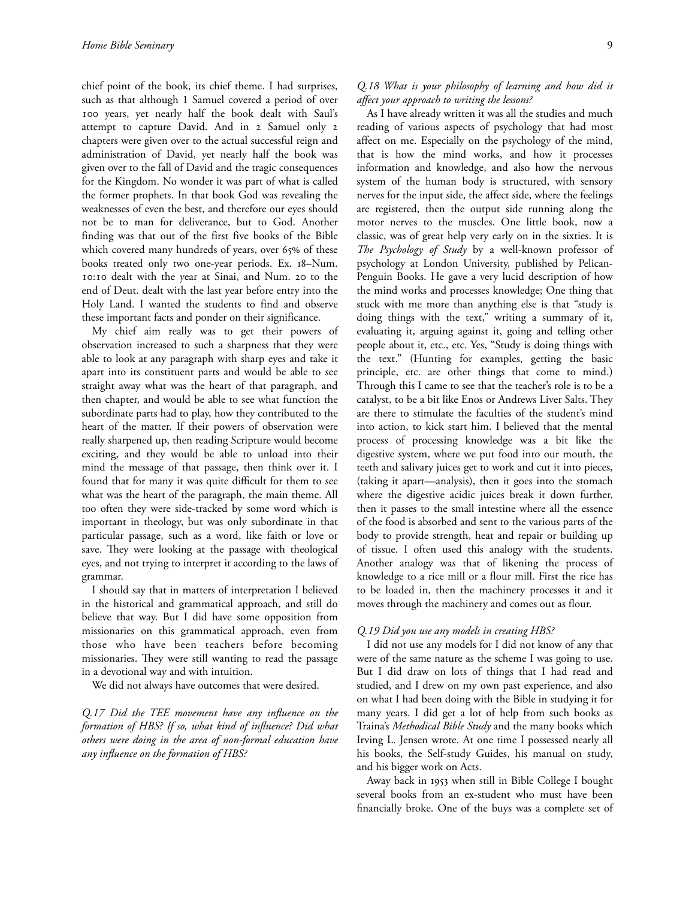chief point of the book, its chief theme. I had surprises, such as that although 1 Samuel covered a period of over 100 years, yet nearly half the book dealt with Saul's attempt to capture David. And in 2 Samuel only 2 chapters were given over to the actual successful reign and administration of David, yet nearly half the book was given over to the fall of David and the tragic consequences for the Kingdom. No wonder it was part of what is called the former prophets. In that book God was revealing the weaknesses of even the best, and therefore our eyes should not be to man for deliverance, but to God. Another finding was that out of the first five books of the Bible which covered many hundreds of years, over 65% of these books treated only two one-year periods. Ex. 18–Num. 10:10 dealt with the year at Sinai, and Num. 20 to the end of Deut. dealt with the last year before entry into the Holy Land. I wanted the students to find and observe these important facts and ponder on their significance.

My chief aim really was to get their powers of observation increased to such a sharpness that they were able to look at any paragraph with sharp eyes and take it apart into its constituent parts and would be able to see straight away what was the heart of that paragraph, and then chapter, and would be able to see what function the subordinate parts had to play, how they contributed to the heart of the matter. If their powers of observation were really sharpened up, then reading Scripture would become exciting, and they would be able to unload into their mind the message of that passage, then think over it. I found that for many it was quite difficult for them to see what was the heart of the paragraph, the main theme. All too often they were side-tracked by some word which is important in theology, but was only subordinate in that particular passage, such as a word, like faith or love or save. They were looking at the passage with theological eyes, and not trying to interpret it according to the laws of grammar.

I should say that in matters of interpretation I believed in the historical and grammatical approach, and still do believe that way. But I did have some opposition from missionaries on this grammatical approach, even from those who have been teachers before becoming missionaries. They were still wanting to read the passage in a devotional way and with intuition.

We did not always have outcomes that were desired.

*Q.17 Did the TEE movement have any influence on the formation of HBS? If so, what kind of influence? Did what others were doing in the area of non-formal education have any influence on the formation of HBS?*

*Q.18 What is your philosophy of learning and how did it affect your approach to writing the lessons?*

As I have already written it was all the studies and much reading of various aspects of psychology that had most affect on me. Especially on the psychology of the mind, that is how the mind works, and how it processes information and knowledge, and also how the nervous system of the human body is structured, with sensory nerves for the input side, the affect side, where the feelings are registered, then the output side running along the motor nerves to the muscles. One little book, now a classic, was of great help very early on in the sixties. It is *The Psychology of Study* by a well-known professor of psychology at London University, published by Pelican-Penguin Books. He gave a very lucid description of how the mind works and processes knowledge; One thing that stuck with me more than anything else is that "study is doing things with the text," writing a summary of it, evaluating it, arguing against it, going and telling other people about it, etc., etc. Yes, "Study is doing things with the text." (Hunting for examples, getting the basic principle, etc. are other things that come to mind.) Through this I came to see that the teacher's role is to be a catalyst, to be a bit like Enos or Andrews Liver Salts. They are there to stimulate the faculties of the student's mind into action, to kick start him. I believed that the mental process of processing knowledge was a bit like the digestive system, where we put food into our mouth, the teeth and salivary juices get to work and cut it into pieces, (taking it apart—analysis), then it goes into the stomach where the digestive acidic juices break it down further, then it passes to the small intestine where all the essence of the food is absorbed and sent to the various parts of the body to provide strength, heat and repair or building up of tissue. I often used this analogy with the students. Another analogy was that of likening the process of knowledge to a rice mill or a flour mill. First the rice has to be loaded in, then the machinery processes it and it moves through the machinery and comes out as flour.

*Q.19 Did you use any models in creating HBS?*

I did not use any models for I did not know of any that were of the same nature as the scheme I was going to use. But I did draw on lots of things that I had read and studied, and I drew on my own past experience, and also on what I had been doing with the Bible in studying it for many years. I did get a lot of help from such books as Traina's *Methodical Bible Study* and the many books which Irving L. Jensen wrote. At one time I possessed nearly all his books, the Self-study Guides, his manual on study, and his bigger work on Acts.

Away back in 1953 when still in Bible College I bought several books from an ex-student who must have been financially broke. One of the buys was a complete set of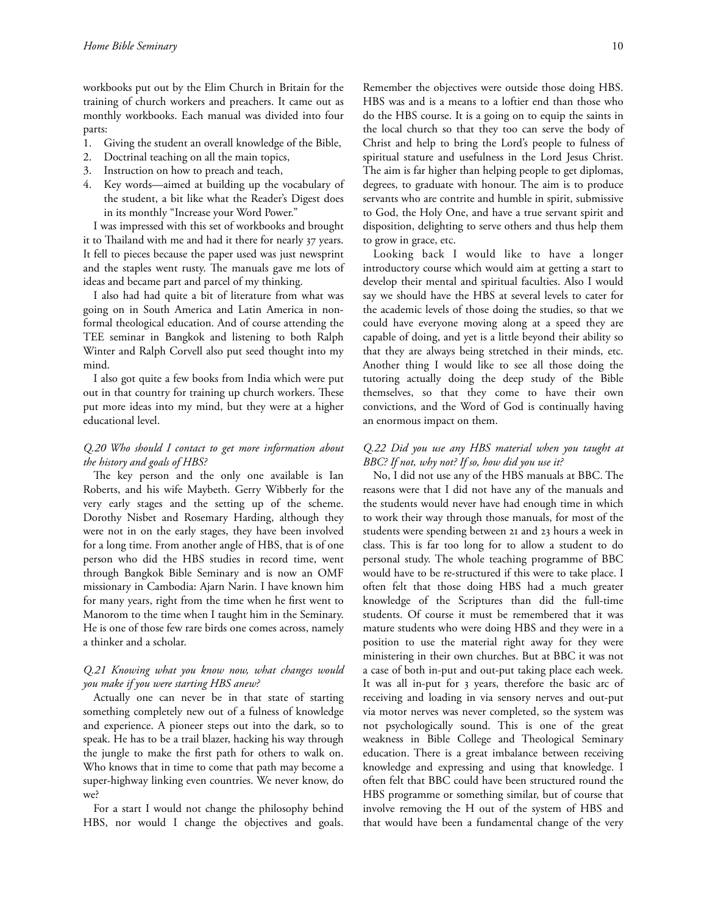workbooks put out by the Elim Church in Britain for the training of church workers and preachers. It came out as monthly workbooks. Each manual was divided into four parts:

1. Giving the student an overall knowledge of the Bible,
2. Doctrinal teaching on all the main topics,
3. Instruction on how to preach and teach,
4. Key words—aimed at building up the vocabulary of the student, a bit like what the Reader's Digest does in its monthly "Increase your Word Power."

I was impressed with this set of workbooks and brought it to Thailand with me and had it there for nearly 37 years. It fell to pieces because the paper used was just newsprint and the staples went rusty. The manuals gave me lots of ideas and became part and parcel of my thinking.

I also had had quite a bit of literature from what was going on in South America and Latin America in non-formal theological education. And of course attending the TEE seminar in Bangkok and listening to both Ralph Winter and Ralph Corvell also put seed thought into my mind.

I also got quite a few books from India which were put out in that country for training up church workers. These put more ideas into my mind, but they were at a higher educational level.

*Q.20 Who should I contact to get more information about the history and goals of HBS?*

The key person and the only one available is Ian Roberts, and his wife Maybeth. Gerry Wibberly for the very early stages and the setting up of the scheme. Dorothy Nisbet and Rosemary Harding, although they were not in on the early stages, they have been involved for a long time. From another angle of HBS, that is of one person who did the HBS studies in record time, went through Bangkok Bible Seminary and is now an OMF missionary in Cambodia: Ajarn Narin. I have known him for many years, right from the time when he first went to Manorom to the time when I taught him in the Seminary. He is one of those few rare birds one comes across, namely a thinker and a scholar.

*Q.21 Knowing what you know now, what changes would you make if you were starting HBS anew?*

Actually one can never be in that state of starting something completely new out of a fulness of knowledge and experience. A pioneer steps out into the dark, so to speak. He has to be a trail blazer, hacking his way through the jungle to make the first path for others to walk on. Who knows that in time to come that path may become a super-highway linking even countries. We never know, do we?

For a start I would not change the philosophy behind HBS, nor would I change the objectives and goals. Remember the objectives were outside those doing HBS. HBS was and is a means to a loftier end than those who do the HBS course. It is a going on to equip the saints in the local church so that they too can serve the body of Christ and help to bring the Lord's people to fulness of spiritual stature and usefulness in the Lord Jesus Christ. The aim is far higher than helping people to get diplomas, degrees, to graduate with honour. The aim is to produce servants who are contrite and humble in spirit, submissive to God, the Holy One, and have a true servant spirit and disposition, delighting to serve others and thus help them to grow in grace, etc.

Looking back I would like to have a longer introductory course which would aim at getting a start to develop their mental and spiritual faculties. Also I would say we should have the HBS at several levels to cater for the academic levels of those doing the studies, so that we could have everyone moving along at a speed they are capable of doing, and yet is a little beyond their ability so that they are always being stretched in their minds, etc. Another thing I would like to see all those doing the tutoring actually doing the deep study of the Bible themselves, so that they come to have their own convictions, and the Word of God is continually having an enormous impact on them.

*Q.22 Did you use any HBS material when you taught at BBC? If not, why not? If so, how did you use it?*

No, I did not use any of the HBS manuals at BBC. The reasons were that I did not have any of the manuals and the students would never have had enough time in which to work their way through those manuals, for most of the students were spending between 21 and 23 hours a week in class. This is far too long for to allow a student to do personal study. The whole teaching programme of BBC would have to be re-structured if this were to take place. I often felt that those doing HBS had a much greater knowledge of the Scriptures than did the full-time students. Of course it must be remembered that it was mature students who were doing HBS and they were in a position to use the material right away for they were ministering in their own churches. But at BBC it was not a case of both in-put and out-put taking place each week. It was all in-put for 3 years, therefore the basic arc of receiving and loading in via sensory nerves and out-put via motor nerves was never completed, so the system was not psychologically sound. This is one of the great weakness in Bible College and Theological Seminary education. There is a great imbalance between receiving knowledge and expressing and using that knowledge. I often felt that BBC could have been structured round the HBS programme or something similar, but of course that involve removing the H out of the system of HBS and that would have been a fundamental change of the very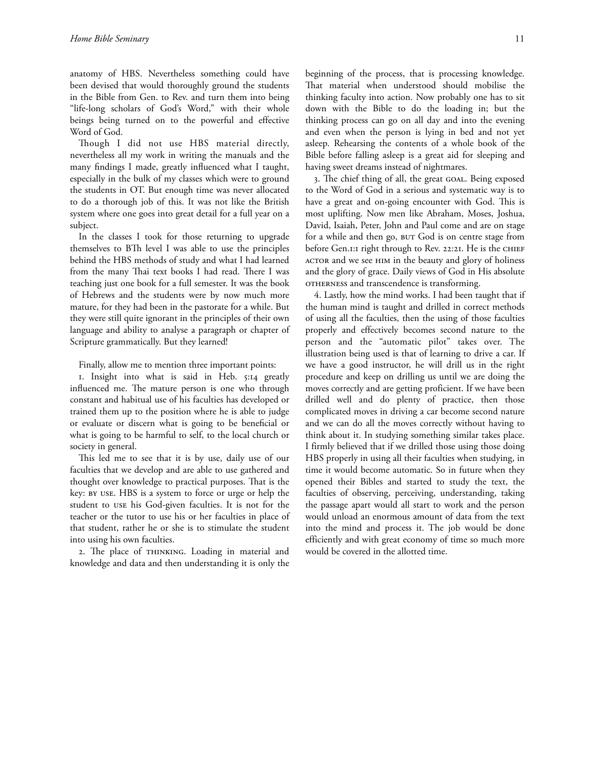anatomy of HBS. Nevertheless something could have been devised that would thoroughly ground the students in the Bible from Gen. to Rev. and turn them into being "life-long scholars of God's Word," with their whole beings being turned on to the powerful and effective Word of God.

Though I did not use HBS material directly, nevertheless all my work in writing the manuals and the many findings I made, greatly influenced what I taught, especially in the bulk of my classes which were to ground the students in OT. But enough time was never allocated to do a thorough job of this. It was not like the British system where one goes into great detail for a full year on a subject.

In the classes I took for those returning to upgrade themselves to BTh level I was able to use the principles behind the HBS methods of study and what I had learned from the many Thai text books I had read. There I was teaching just one book for a full semester. It was the book of Hebrews and the students were by now much more mature, for they had been in the pastorate for a while. But they were still quite ignorant in the principles of their own language and ability to analyse a paragraph or chapter of Scripture grammatically. But they learned!

Finally, allow me to mention three important points:

1. Insight into what is said in Heb. 5:14 greatly influenced me. The mature person is one who through constant and habitual use of his faculties has developed or trained them up to the position where he is able to judge or evaluate or discern what is going to be beneficial or what is going to be harmful to self, to the local church or society in general.

This led me to see that it is by use, daily use of our faculties that we develop and are able to use gathered and thought over knowledge to practical purposes. That is the key: BY USE. HBS is a system to force or urge or help the student to USE his God-given faculties. It is not for the teacher or the tutor to use his or her faculties in place of that student, rather he or she is to stimulate the student into using his own faculties.

2. The place of THINKING. Loading in material and knowledge and data and then understanding it is only the beginning of the process, that is processing knowledge. That material when understood should mobilise the thinking faculty into action. Now probably one has to sit down with the Bible to do the loading in; but the thinking process can go on all day and into the evening and even when the person is lying in bed and not yet asleep. Rehearsing the contents of a whole book of the Bible before falling asleep is a great aid for sleeping and having sweet dreams instead of nightmares.

3. The chief thing of all, the great GOAL. Being exposed to the Word of God in a serious and systematic way is to have a great and on-going encounter with God. This is most uplifting. Now men like Abraham, Moses, Joshua, David, Isaiah, Peter, John and Paul come and are on stage for a while and then go, BUT God is on centre stage from before Gen.1:1 right through to Rev. 22:21. He is the CHIEF ACTOR and we see HIM in the beauty and glory of holiness and the glory of grace. Daily views of God in His absolute OTHERNESS and transcendence is transforming.

4. Lastly, how the mind works. I had been taught that if the human mind is taught and drilled in correct methods of using all the faculties, then the using of those faculties properly and effectively becomes second nature to the person and the "automatic pilot" takes over. The illustration being used is that of learning to drive a car. If we have a good instructor, he will drill us in the right procedure and keep on drilling us until we are doing the moves correctly and are getting proficient. If we have been drilled well and do plenty of practice, then those complicated moves in driving a car become second nature and we can do all the moves correctly without having to think about it. In studying something similar takes place. I firmly believed that if we drilled those using those doing HBS properly in using all their faculties when studying, in time it would become automatic. So in future when they opened their Bibles and started to study the text, the faculties of observing, perceiving, understanding, taking the passage apart would all start to work and the person would unload an enormous amount of data from the text into the mind and process it. The job would be done efficiently and with great economy of time so much more would be covered in the allotted time.